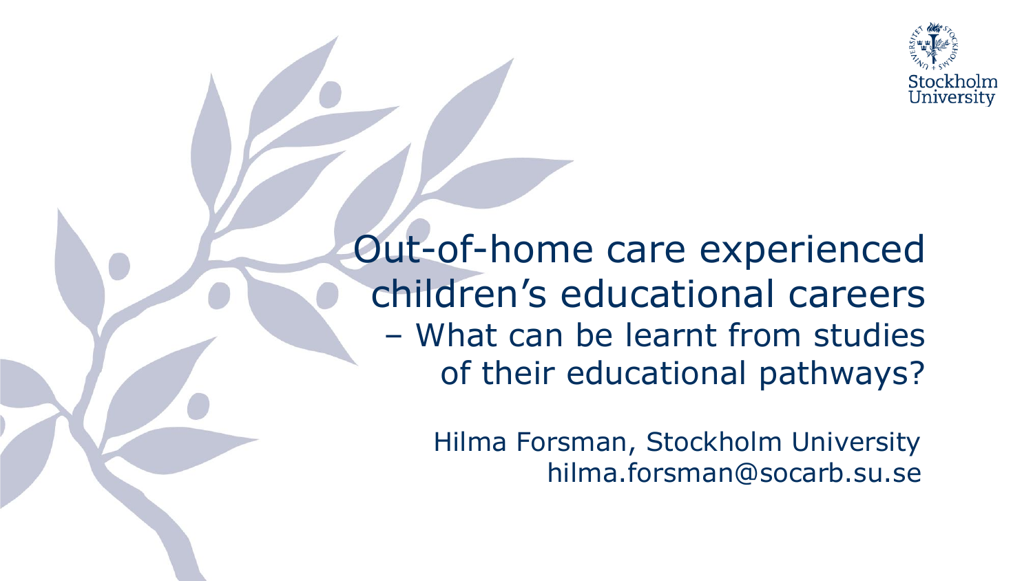# Out-of-home care experienced children's educational careers

## – What can be learnt from studies of their educational pathways?

Hilma Forsman, Stockholm University
hilma.forsman@socarb.su.se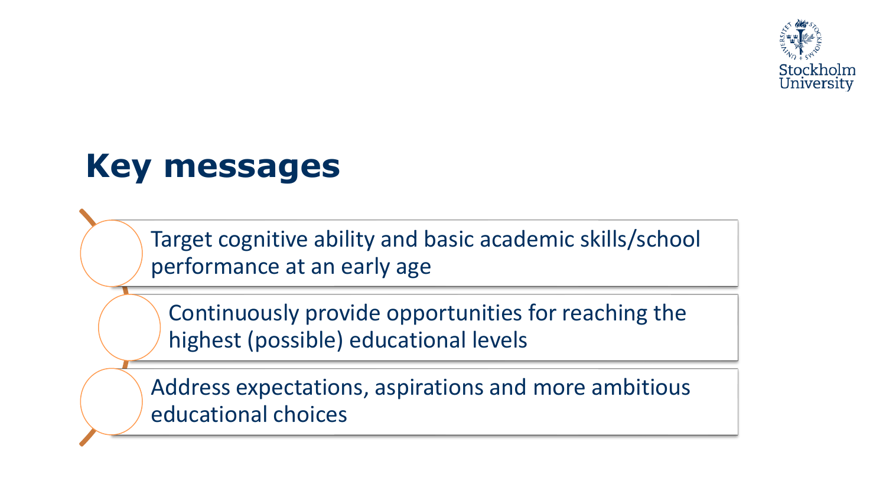# Key messages

- Target cognitive ability and basic academic skills/school performance at an early age
- Continuously provide opportunities for reaching the highest (possible) educational levels
- Address expectations, aspirations and more ambitious educational choices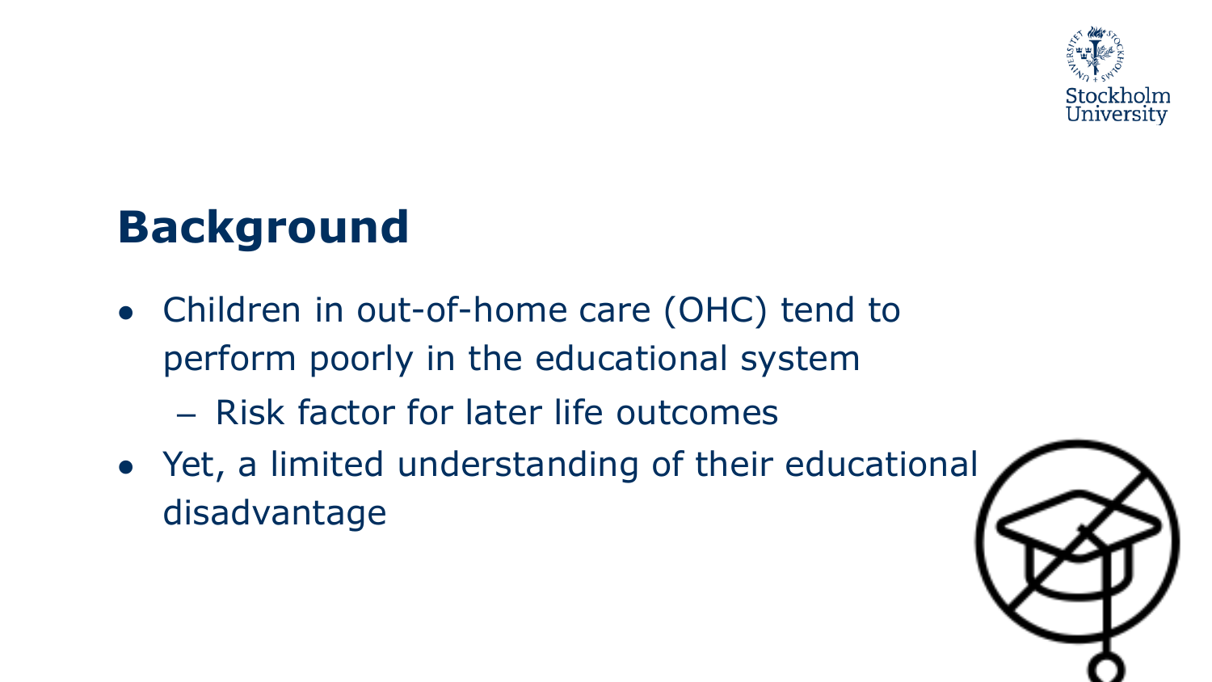# Background

- Children in out-of-home care (OHC) tend to perform poorly in the educational system
  - Risk factor for later life outcomes
- Yet, a limited understanding of their educational disadvantage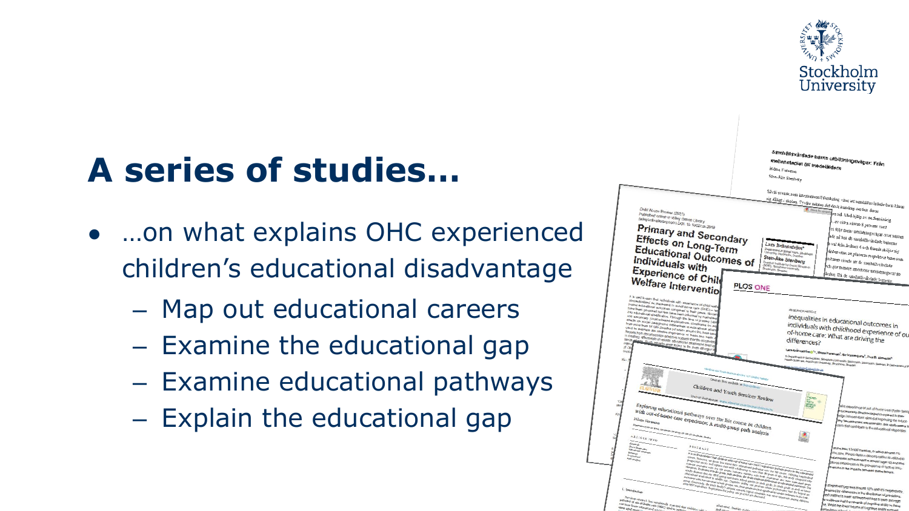# A series of studies…

- …on what explains OHC experienced children's educational disadvantage
  - Map out educational careers
  - Examine the educational gap
  - Examine educational pathways
  - Explain the educational gap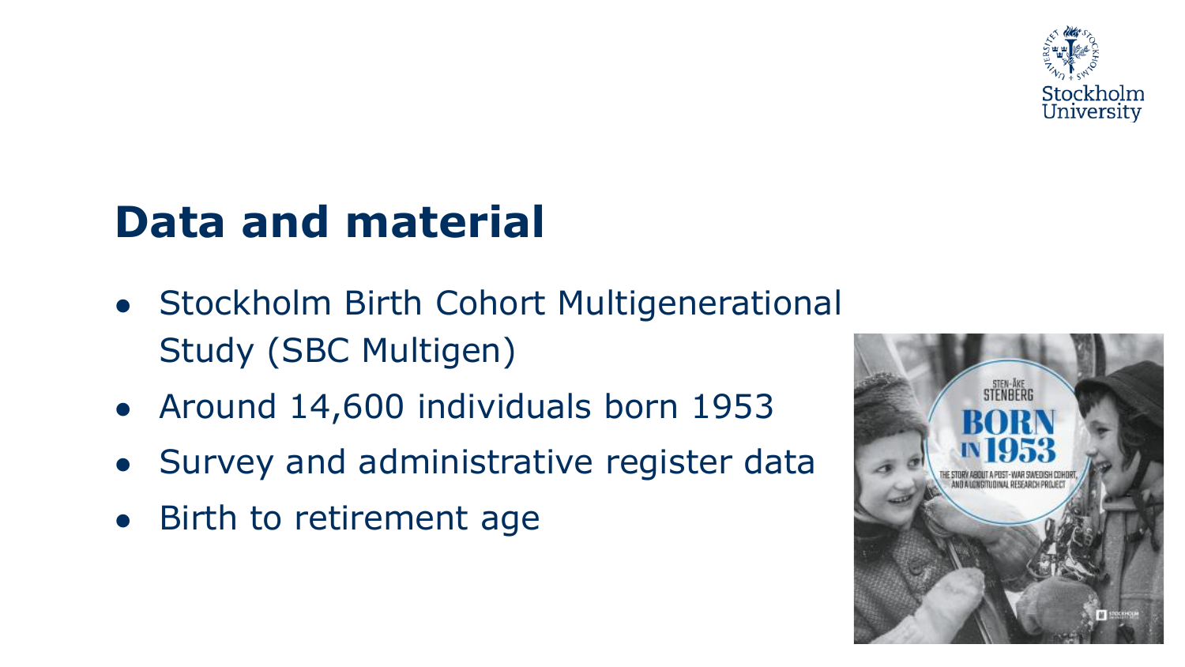# Data and material

- Stockholm Birth Cohort Multigenerational Study (SBC Multigen)
- Around 14,600 individuals born 1953
- Survey and administrative register data
- Birth to retirement age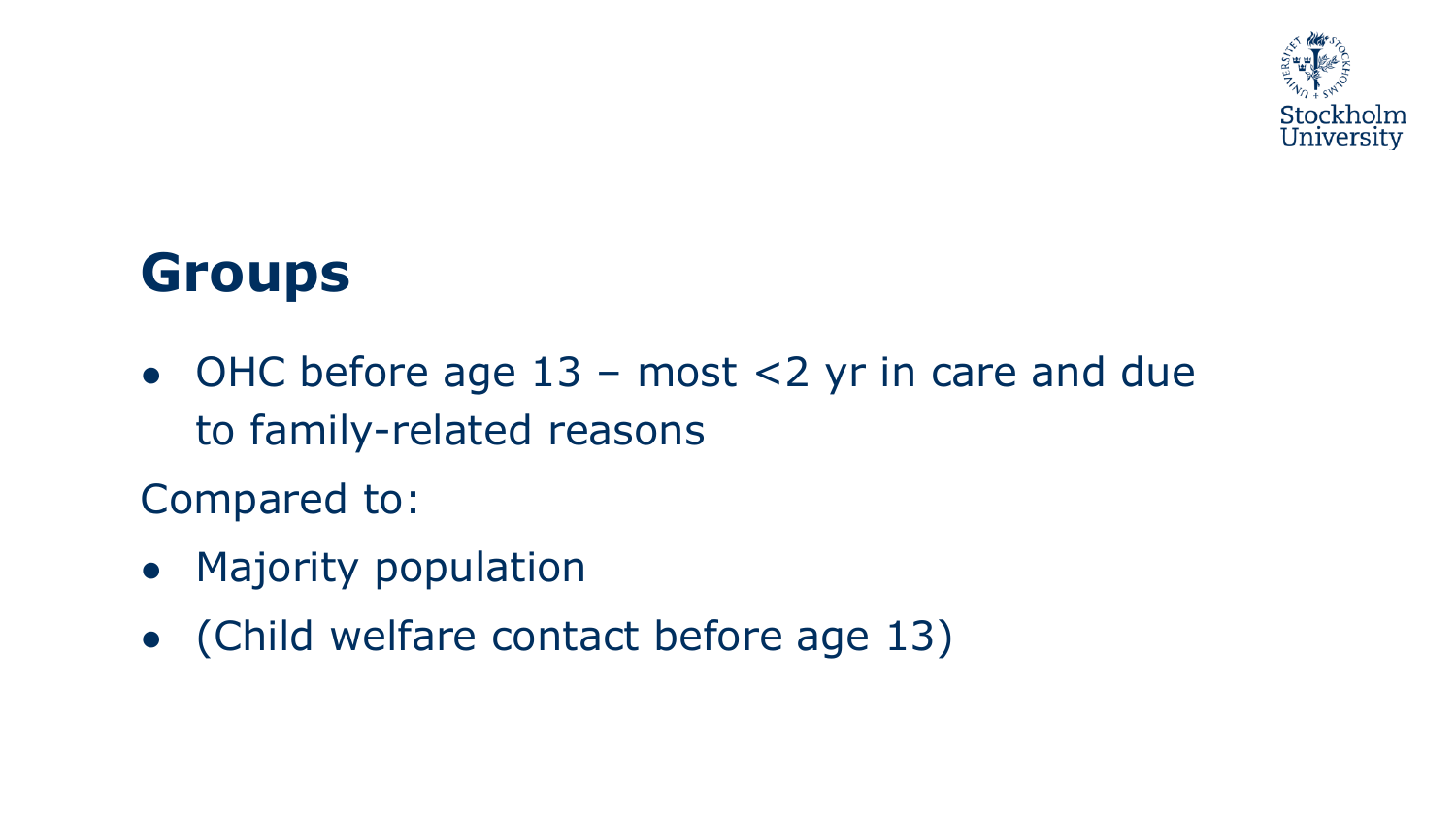## Groups

- OHC before age 13 – most <2 yr in care and due to family-related reasons

Compared to:

- Majority population
- (Child welfare contact before age 13)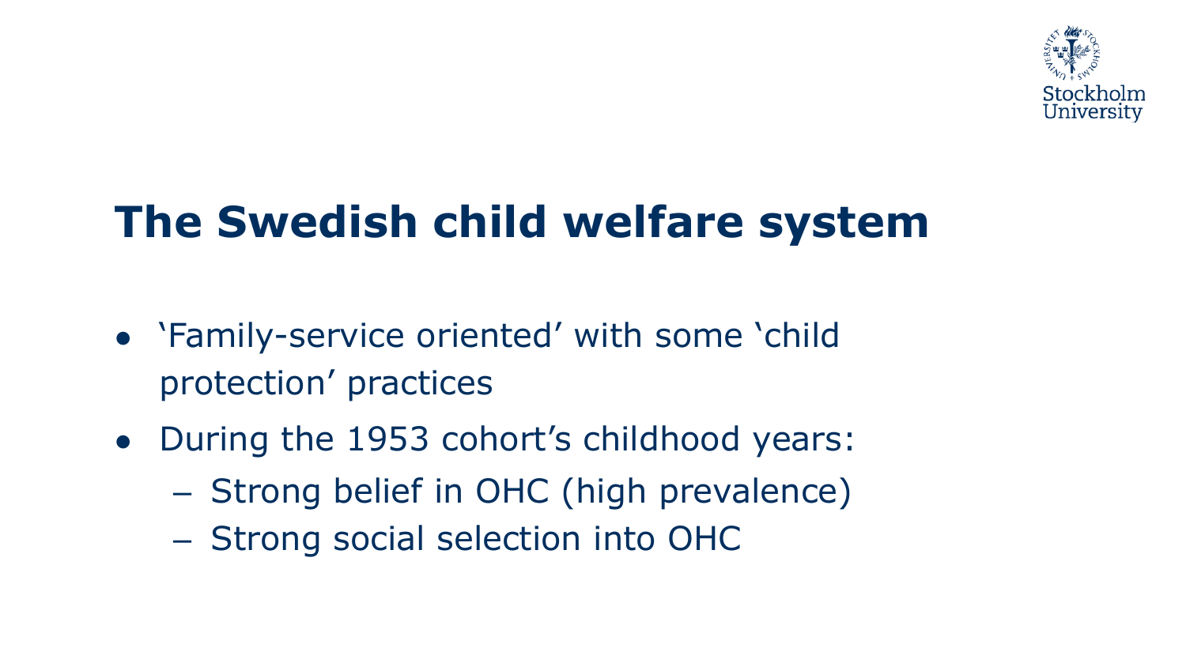# The Swedish child welfare system

- 'Family-service oriented' with some 'child protection' practices
- During the 1953 cohort's childhood years:
  - Strong belief in OHC (high prevalence)
  - Strong social selection into OHC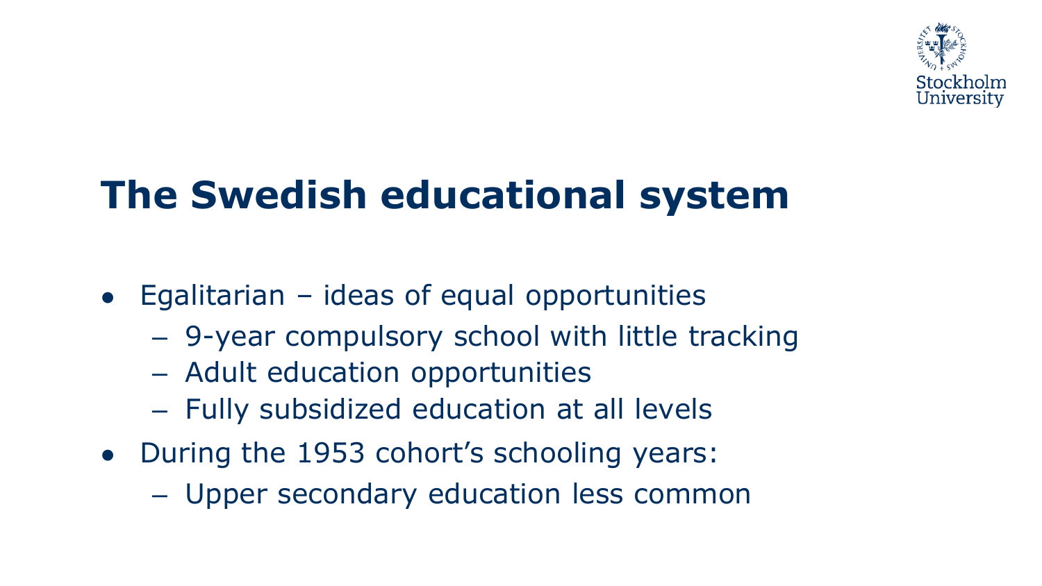# The Swedish educational system

- Egalitarian – ideas of equal opportunities
  - 9-year compulsory school with little tracking
  - Adult education opportunities
  - Fully subsidized education at all levels
- During the 1953 cohort's schooling years:
  - Upper secondary education less common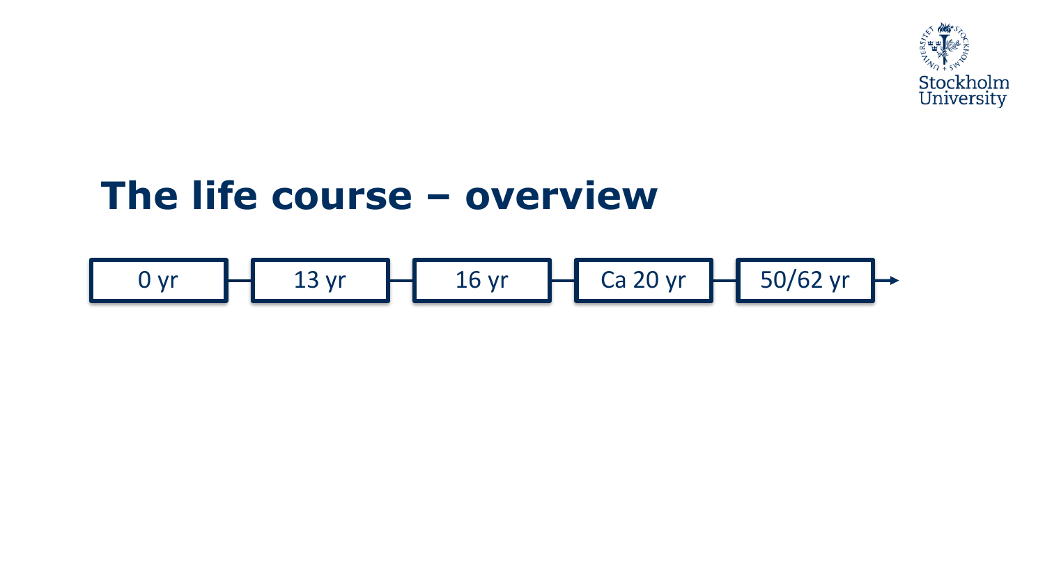# The life course – overview

0 yr → 13 yr → 16 yr → Ca 20 yr → 50/62 yr →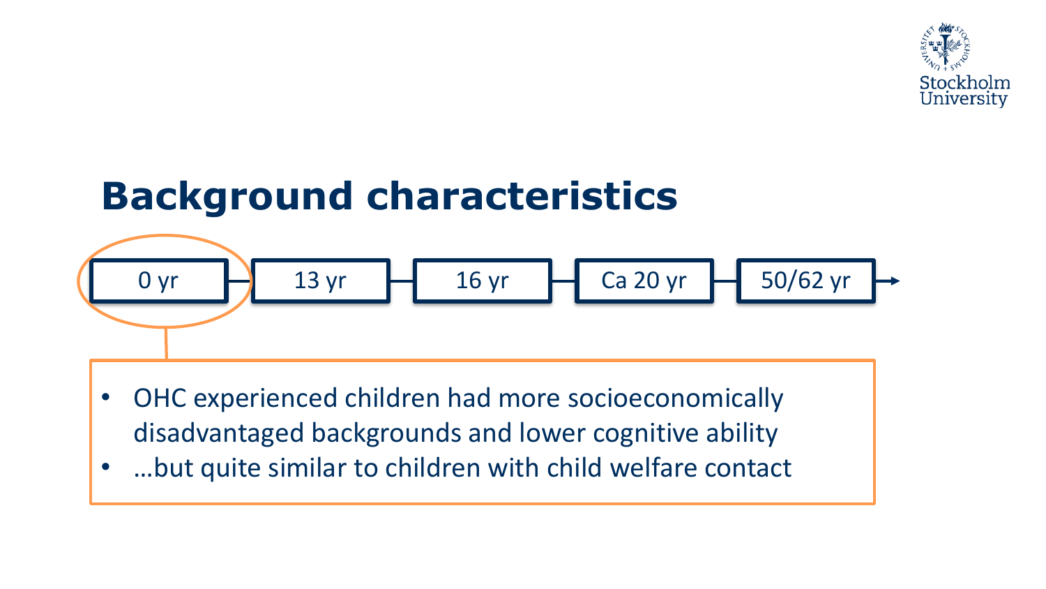# Background characteristics

0 yr — 13 yr — 16 yr — Ca 20 yr — 50/62 yr

- OHC experienced children had more socioeconomically disadvantaged backgrounds and lower cognitive ability
- …but quite similar to children with child welfare contact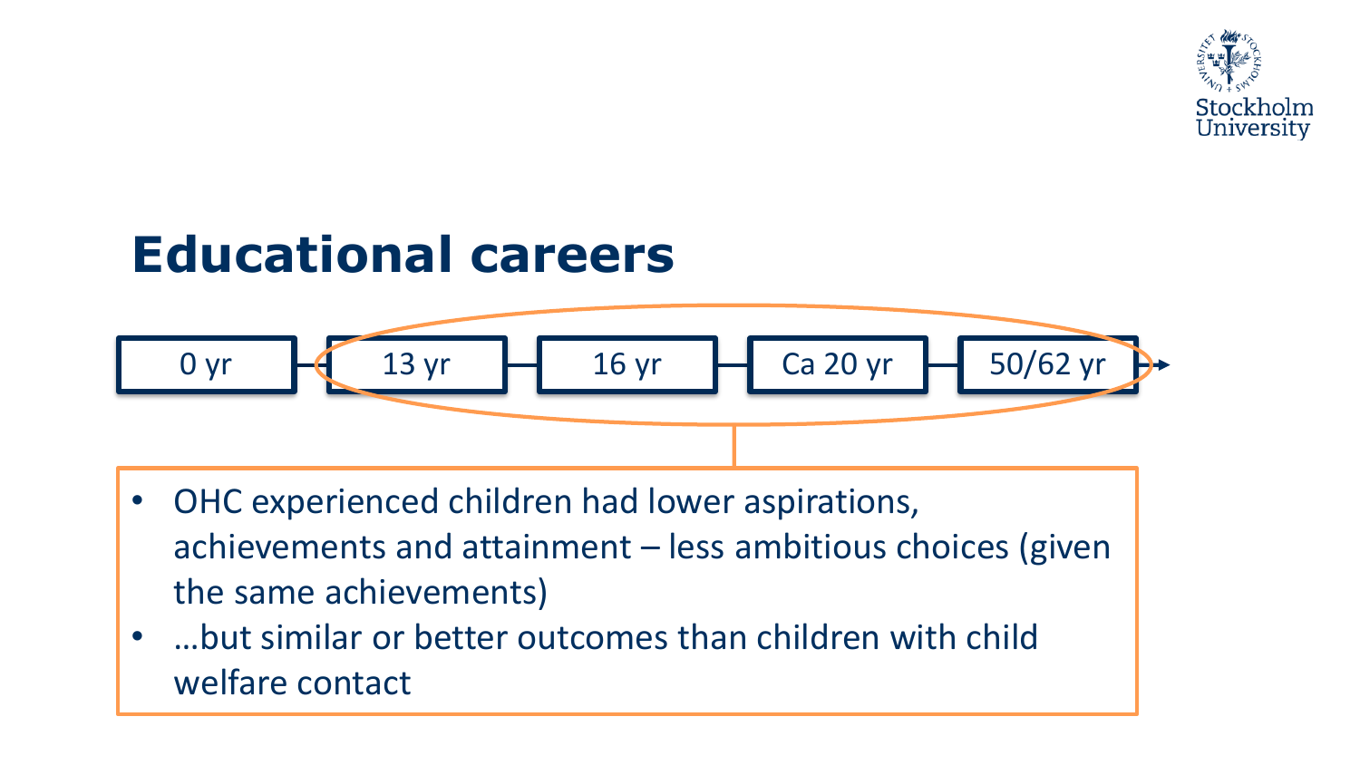# Educational careers

0 yr — 13 yr — 16 yr — Ca 20 yr — 50/62 yr

- OHC experienced children had lower aspirations, achievements and attainment – less ambitious choices (given the same achievements)
- …but similar or better outcomes than children with child welfare contact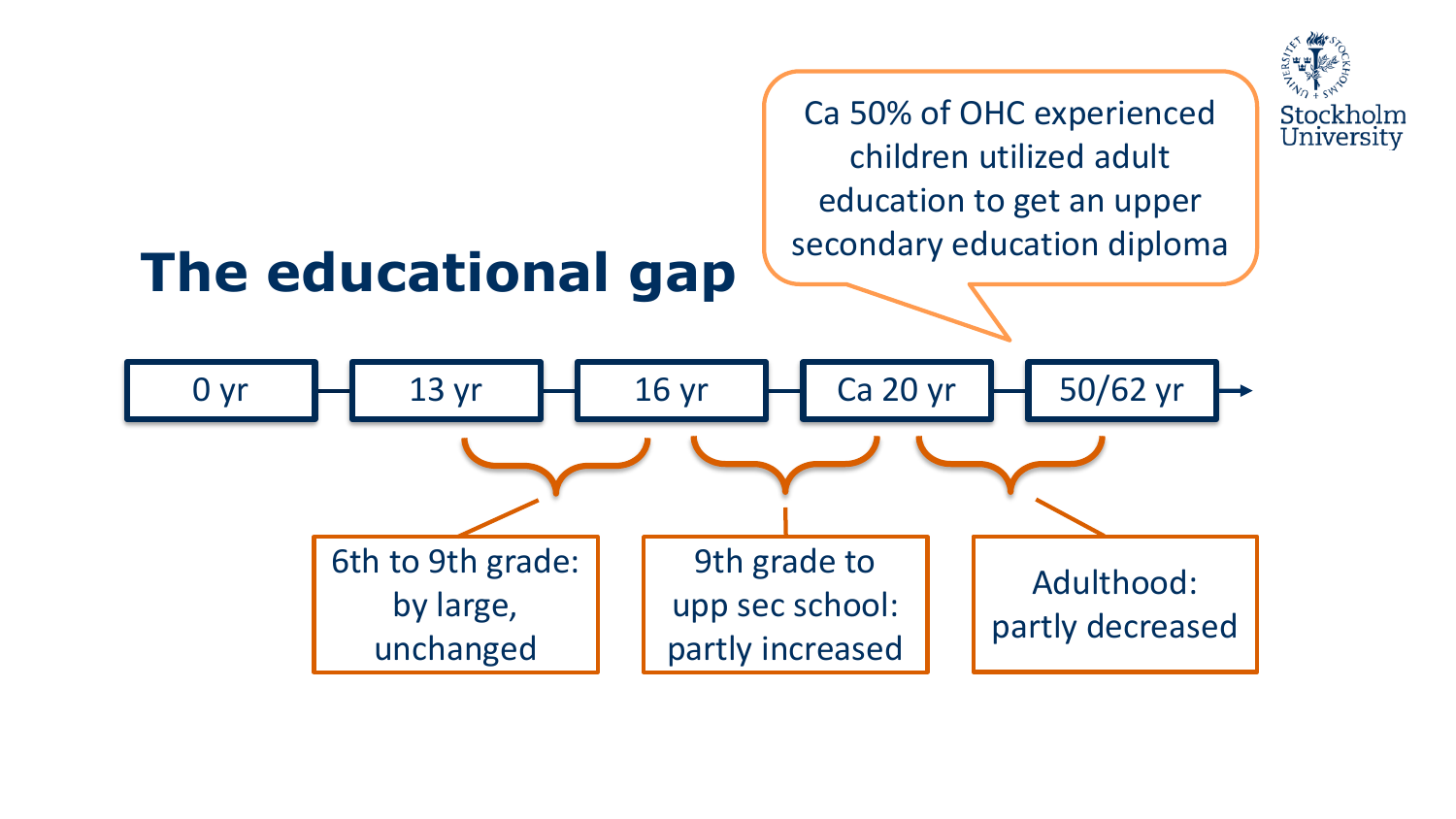# The educational gap

Ca 50% of OHC experienced children utilized adult education to get an upper secondary education diploma

0 yr — 13 yr — 16 yr — Ca 20 yr — 50/62 yr

- 6th to 9th grade: by large, unchanged
- 9th grade to upp sec school: partly increased
- Adulthood: partly decreased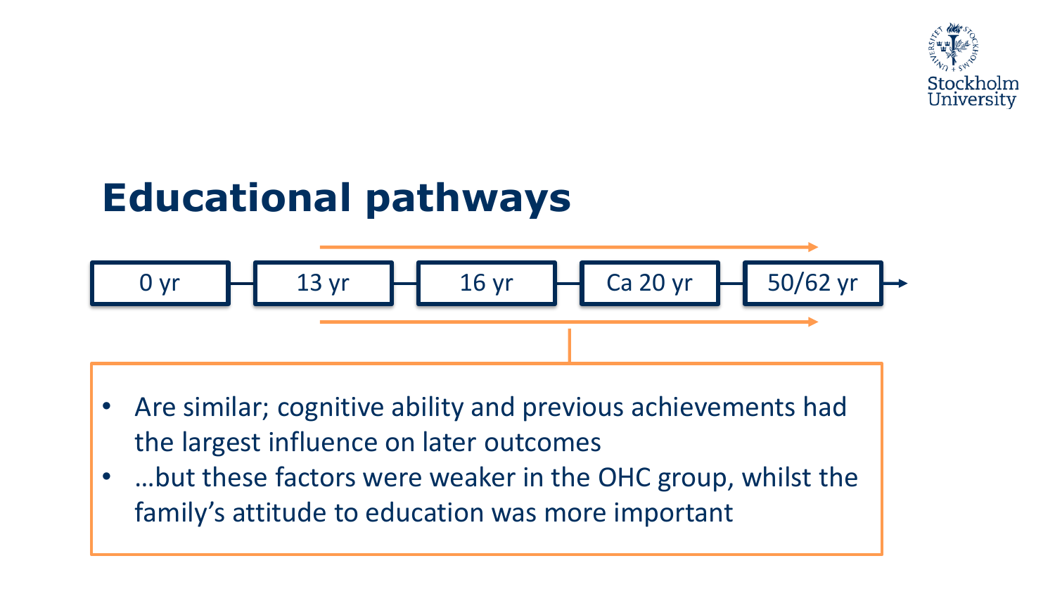# Educational pathways

0 yr — 13 yr — 16 yr — Ca 20 yr — 50/62 yr

- Are similar; cognitive ability and previous achievements had the largest influence on later outcomes
- …but these factors were weaker in the OHC group, whilst the family's attitude to education was more important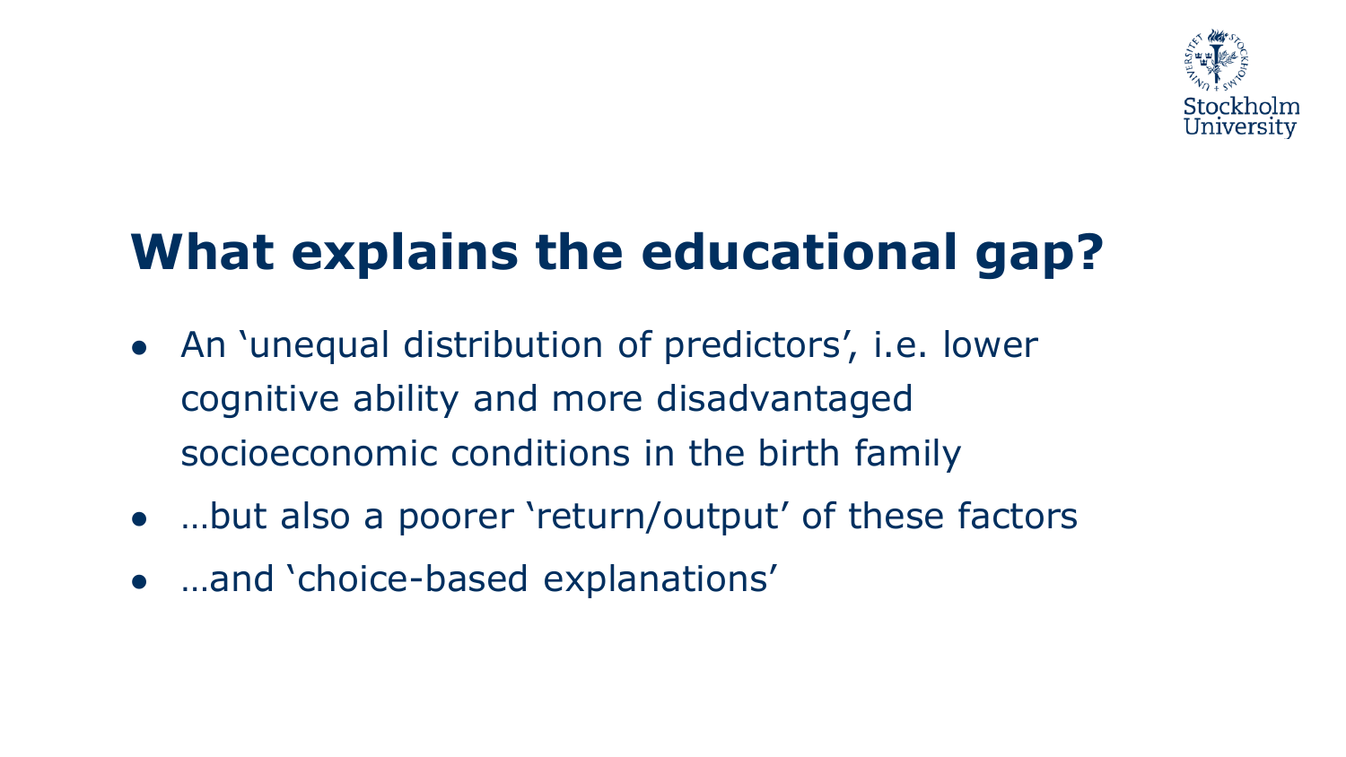# What explains the educational gap?

- An ‘unequal distribution of predictors’, i.e. lower cognitive ability and more disadvantaged socioeconomic conditions in the birth family
- …but also a poorer ‘return/output’ of these factors
- …and ‘choice-based explanations’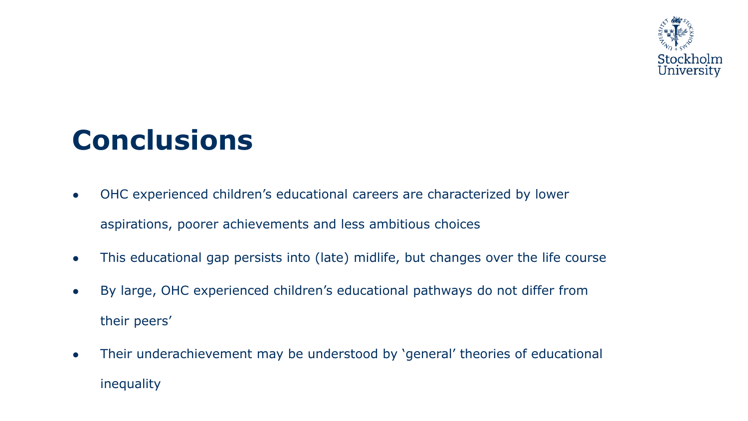# Conclusions

- OHC experienced children's educational careers are characterized by lower aspirations, poorer achievements and less ambitious choices
- This educational gap persists into (late) midlife, but changes over the life course
- By large, OHC experienced children's educational pathways do not differ from their peers'
- Their underachievement may be understood by 'general' theories of educational inequality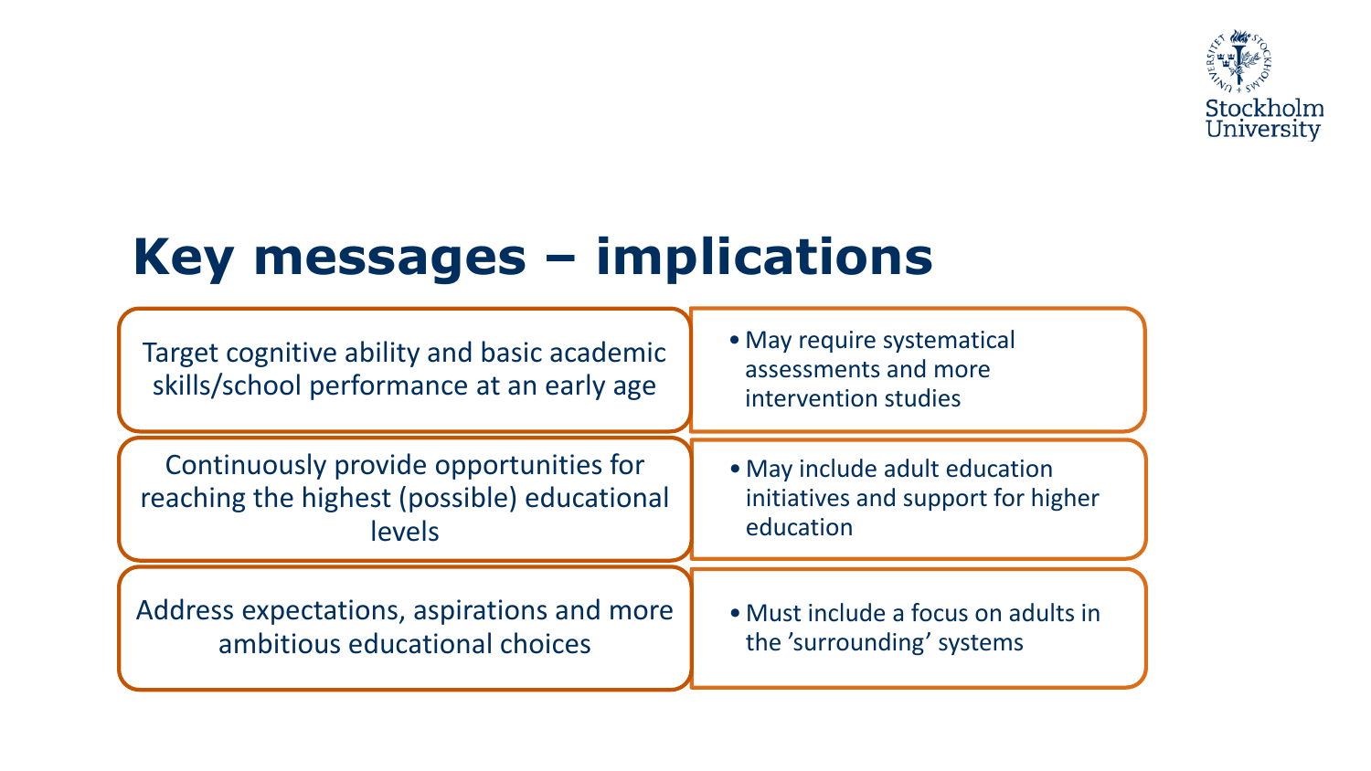# Key messages – implications

| | |
|---|---|
| Target cognitive ability and basic academic skills/school performance at an early age | • May require systematical assessments and more intervention studies |
| Continuously provide opportunities for reaching the highest (possible) educational levels | • May include adult education initiatives and support for higher education |
| Address expectations, aspirations and more ambitious educational choices | • Must include a focus on adults in the ’surrounding’ systems |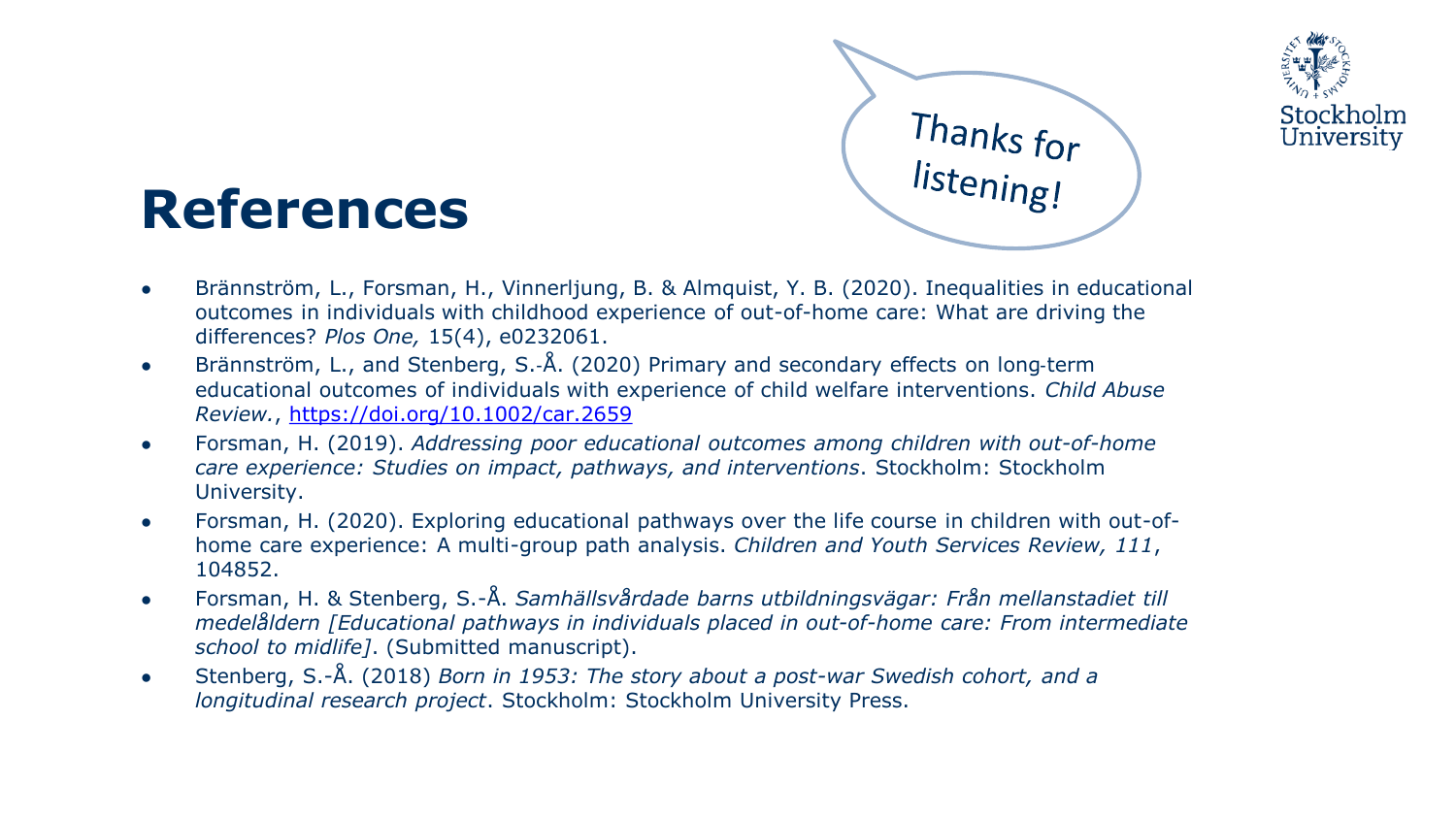# References

Thanks for listening!

- Brännström, L., Forsman, H., Vinnerljung, B. & Almquist, Y. B. (2020). Inequalities in educational outcomes in individuals with childhood experience of out-of-home care: What are driving the differences? *Plos One,* 15(4), e0232061.
- Brännström, L., and Stenberg, S.-Å. (2020) Primary and secondary effects on long-term educational outcomes of individuals with experience of child welfare interventions. *Child Abuse Review.*, https://doi.org/10.1002/car.2659
- Forsman, H. (2019). *Addressing poor educational outcomes among children with out-of-home care experience: Studies on impact, pathways, and interventions*. Stockholm: Stockholm University.
- Forsman, H. (2020). Exploring educational pathways over the life course in children with out-of-home care experience: A multi-group path analysis. *Children and Youth Services Review, 111*, 104852.
- Forsman, H. & Stenberg, S.-Å. *Samhällsvårdade barns utbildningsvägar: Från mellanstadiet till medelåldern [Educational pathways in individuals placed in out-of-home care: From intermediate school to midlife]*. (Submitted manuscript).
- Stenberg, S.-Å. (2018) *Born in 1953: The story about a post-war Swedish cohort, and a longitudinal research project*. Stockholm: Stockholm University Press.